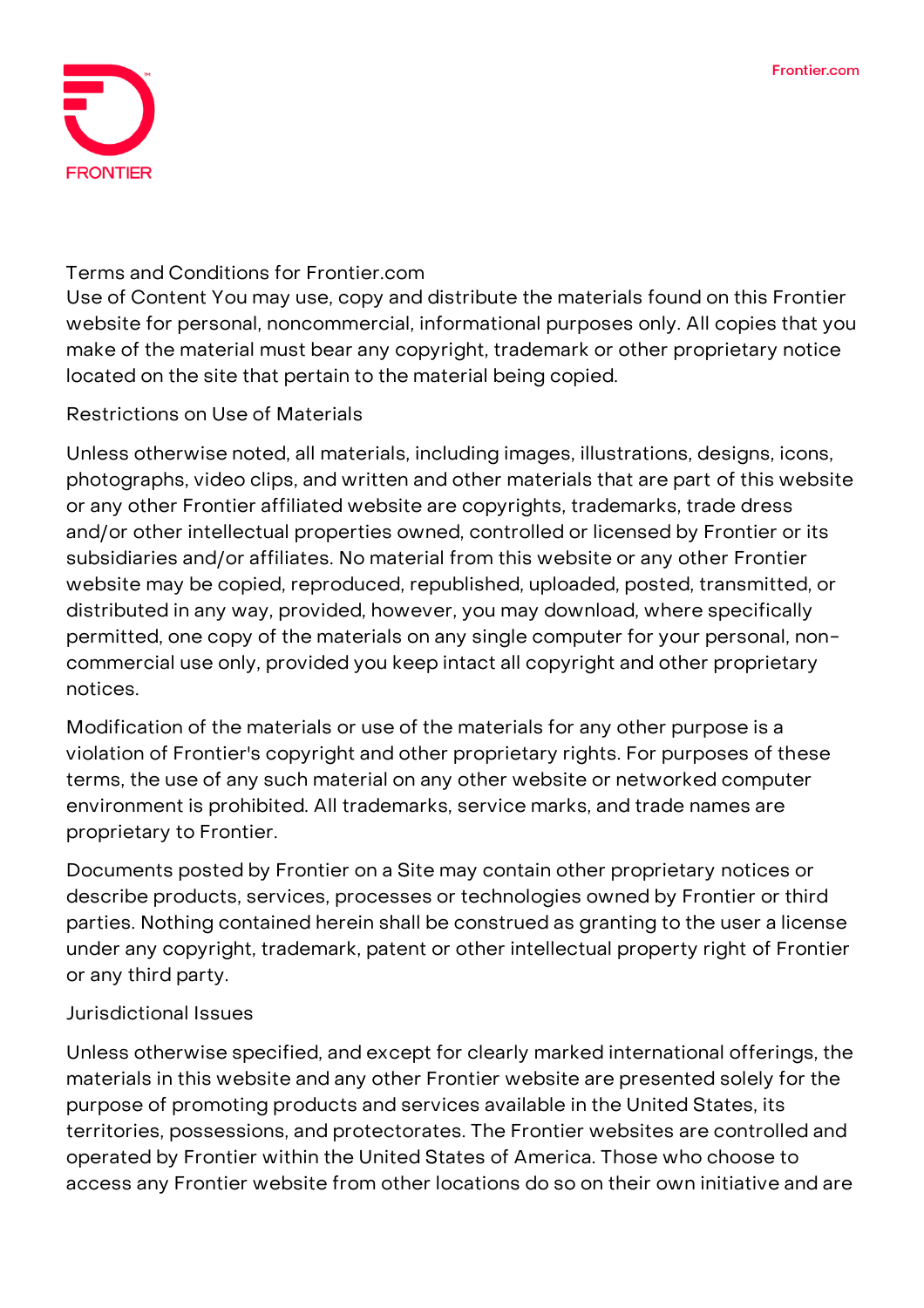# Terms and Conditions for Frontier.com

Use of Content You may use, copy and distribute the materials found on this Frontier website for personal, noncommercial, informational purposes only. All copies that you make of the material must bear any copyright, trademark or other proprietary notice located on the site that pertain to the material being copied.

## Restrictions on Use of Materials

Unless otherwise noted, all materials, including images, illustrations, designs, icons, photographs, video clips, and written and other materials that are part of this website or any other Frontier affiliated website are copyrights, trademarks, trade dress and/or other intellectual properties owned, controlled or licensed by Frontier or its subsidiaries and/or affiliates. No material from this website or any other Frontier website may be copied, reproduced, republished, uploaded, posted, transmitted, or distributed in any way, provided, however, you may download, where specifically permitted, one copy of the materials on any single computer for your personal, non-commercial use only, provided you keep intact all copyright and other proprietary notices.

Modification of the materials or use of the materials for any other purpose is a violation of Frontier's copyright and other proprietary rights. For purposes of these terms, the use of any such material on any other website or networked computer environment is prohibited. All trademarks, service marks, and trade names are proprietary to Frontier.

Documents posted by Frontier on a Site may contain other proprietary notices or describe products, services, processes or technologies owned by Frontier or third parties. Nothing contained herein shall be construed as granting to the user a license under any copyright, trademark, patent or other intellectual property right of Frontier or any third party.

## Jurisdictional Issues

Unless otherwise specified, and except for clearly marked international offerings, the materials in this website and any other Frontier website are presented solely for the purpose of promoting products and services available in the United States, its territories, possessions, and protectorates. The Frontier websites are controlled and operated by Frontier within the United States of America. Those who choose to access any Frontier website from other locations do so on their own initiative and are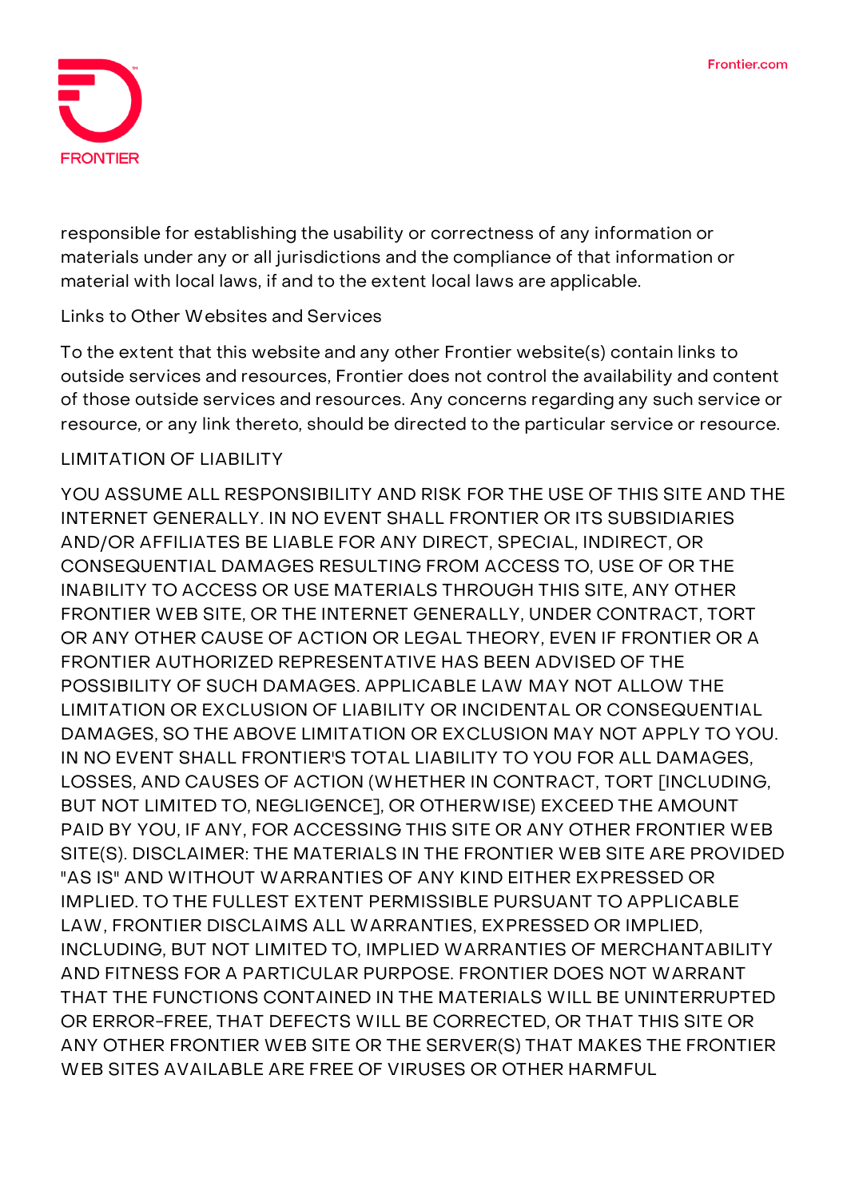responsible for establishing the usability or correctness of any information or materials under any or all jurisdictions and the compliance of that information or material with local laws, if and to the extent local laws are applicable.

## Links to Other Websites and Services

To the extent that this website and any other Frontier website(s) contain links to outside services and resources, Frontier does not control the availability and content of those outside services and resources. Any concerns regarding any such service or resource, or any link thereto, should be directed to the particular service or resource.

## LIMITATION OF LIABILITY

YOU ASSUME ALL RESPONSIBILITY AND RISK FOR THE USE OF THIS SITE AND THE INTERNET GENERALLY. IN NO EVENT SHALL FRONTIER OR ITS SUBSIDIARIES AND/OR AFFILIATES BE LIABLE FOR ANY DIRECT, SPECIAL, INDIRECT, OR CONSEQUENTIAL DAMAGES RESULTING FROM ACCESS TO, USE OF OR THE INABILITY TO ACCESS OR USE MATERIALS THROUGH THIS SITE, ANY OTHER FRONTIER WEB SITE, OR THE INTERNET GENERALLY, UNDER CONTRACT, TORT OR ANY OTHER CAUSE OF ACTION OR LEGAL THEORY, EVEN IF FRONTIER OR A FRONTIER AUTHORIZED REPRESENTATIVE HAS BEEN ADVISED OF THE POSSIBILITY OF SUCH DAMAGES. APPLICABLE LAW MAY NOT ALLOW THE LIMITATION OR EXCLUSION OF LIABILITY OR INCIDENTAL OR CONSEQUENTIAL DAMAGES, SO THE ABOVE LIMITATION OR EXCLUSION MAY NOT APPLY TO YOU. IN NO EVENT SHALL FRONTIER'S TOTAL LIABILITY TO YOU FOR ALL DAMAGES, LOSSES, AND CAUSES OF ACTION (WHETHER IN CONTRACT, TORT [INCLUDING, BUT NOT LIMITED TO, NEGLIGENCE], OR OTHERWISE) EXCEED THE AMOUNT PAID BY YOU, IF ANY, FOR ACCESSING THIS SITE OR ANY OTHER FRONTIER WEB SITE(S). DISCLAIMER: THE MATERIALS IN THE FRONTIER WEB SITE ARE PROVIDED "AS IS" AND WITHOUT WARRANTIES OF ANY KIND EITHER EXPRESSED OR IMPLIED. TO THE FULLEST EXTENT PERMISSIBLE PURSUANT TO APPLICABLE LAW, FRONTIER DISCLAIMS ALL WARRANTIES, EXPRESSED OR IMPLIED, INCLUDING, BUT NOT LIMITED TO, IMPLIED WARRANTIES OF MERCHANTABILITY AND FITNESS FOR A PARTICULAR PURPOSE. FRONTIER DOES NOT WARRANT THAT THE FUNCTIONS CONTAINED IN THE MATERIALS WILL BE UNINTERRUPTED OR ERROR-FREE, THAT DEFECTS WILL BE CORRECTED, OR THAT THIS SITE OR ANY OTHER FRONTIER WEB SITE OR THE SERVER(S) THAT MAKES THE FRONTIER WEB SITES AVAILABLE ARE FREE OF VIRUSES OR OTHER HARMFUL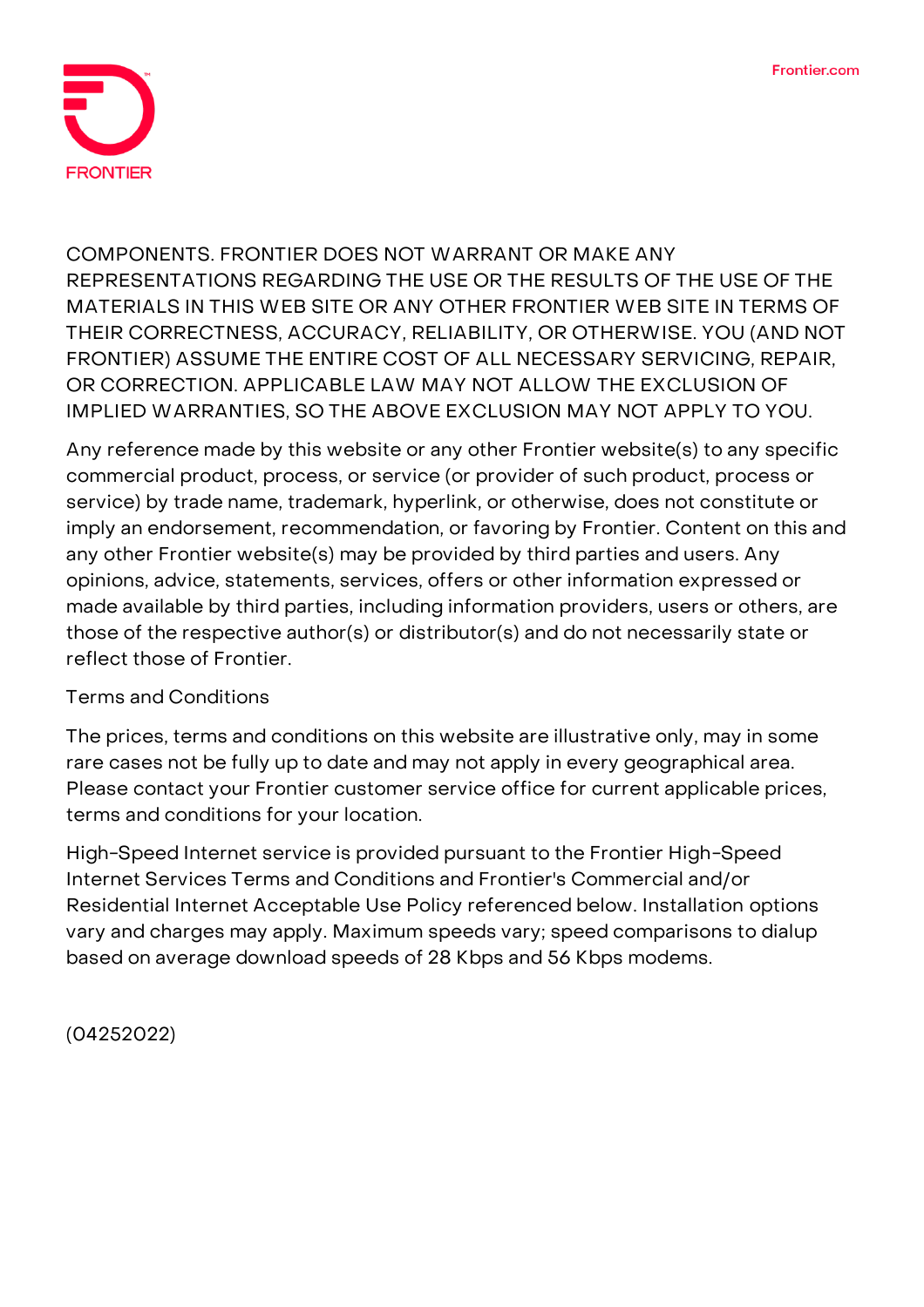COMPONENTS. FRONTIER DOES NOT WARRANT OR MAKE ANY REPRESENTATIONS REGARDING THE USE OR THE RESULTS OF THE USE OF THE MATERIALS IN THIS WEB SITE OR ANY OTHER FRONTIER WEB SITE IN TERMS OF THEIR CORRECTNESS, ACCURACY, RELIABILITY, OR OTHERWISE. YOU (AND NOT FRONTIER) ASSUME THE ENTIRE COST OF ALL NECESSARY SERVICING, REPAIR, OR CORRECTION. APPLICABLE LAW MAY NOT ALLOW THE EXCLUSION OF IMPLIED WARRANTIES, SO THE ABOVE EXCLUSION MAY NOT APPLY TO YOU.

Any reference made by this website or any other Frontier website(s) to any specific commercial product, process, or service (or provider of such product, process or service) by trade name, trademark, hyperlink, or otherwise, does not constitute or imply an endorsement, recommendation, or favoring by Frontier. Content on this and any other Frontier website(s) may be provided by third parties and users. Any opinions, advice, statements, services, offers or other information expressed or made available by third parties, including information providers, users or others, are those of the respective author(s) or distributor(s) and do not necessarily state or reflect those of Frontier.

Terms and Conditions

The prices, terms and conditions on this website are illustrative only, may in some rare cases not be fully up to date and may not apply in every geographical area. Please contact your Frontier customer service office for current applicable prices, terms and conditions for your location.

High-Speed Internet service is provided pursuant to the Frontier High-Speed Internet Services Terms and Conditions and Frontier's Commercial and/or Residential Internet Acceptable Use Policy referenced below. Installation options vary and charges may apply. Maximum speeds vary; speed comparisons to dialup based on average download speeds of 28 Kbps and 56 Kbps modems.

(04252022)